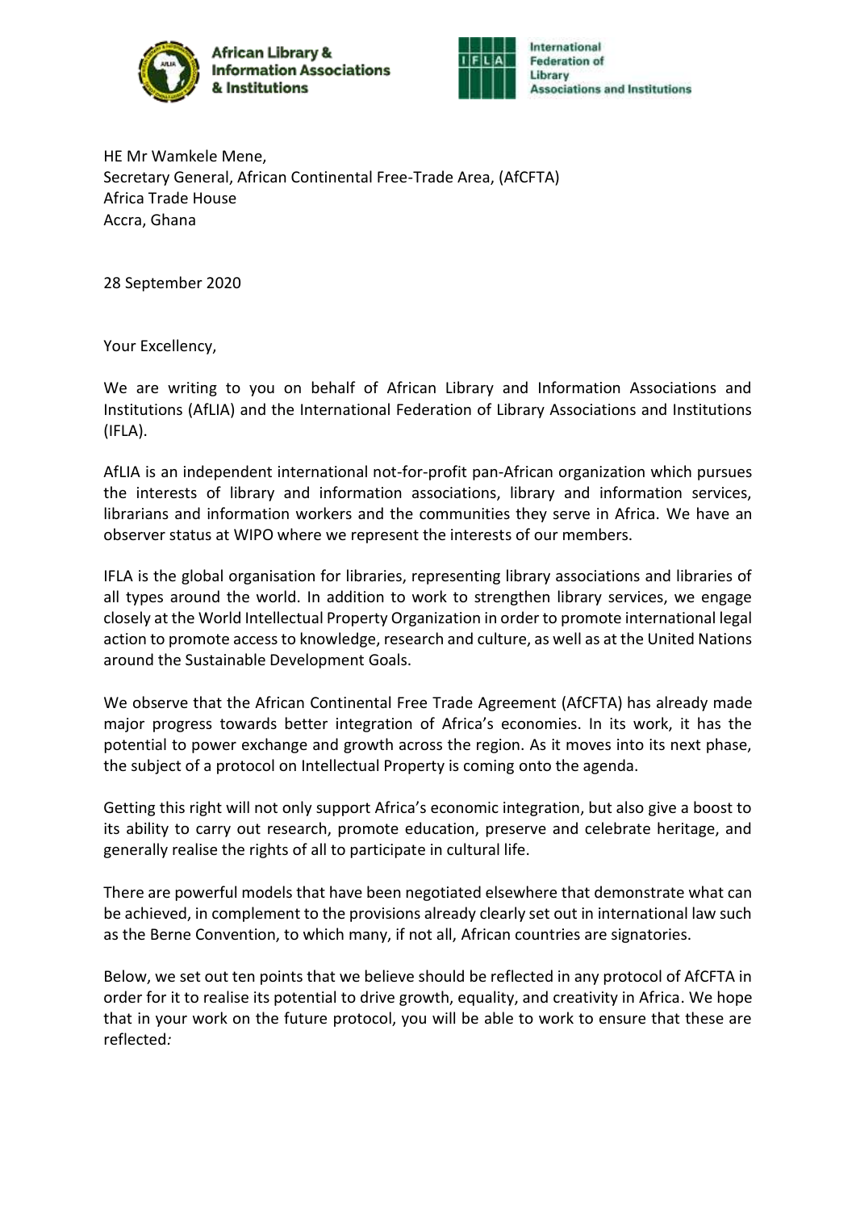African Library & Information Associations & Institutions

International Federation of Library Associations and Institutions

HE Mr Wamkele Mene,
Secretary General, African Continental Free-Trade Area, (AfCFTA)
Africa Trade House
Accra, Ghana

28 September 2020

Your Excellency,

We are writing to you on behalf of African Library and Information Associations and Institutions (AfLIA) and the International Federation of Library Associations and Institutions (IFLA).

AfLIA is an independent international not-for-profit pan-African organization which pursues the interests of library and information associations, library and information services, librarians and information workers and the communities they serve in Africa. We have an observer status at WIPO where we represent the interests of our members.

IFLA is the global organisation for libraries, representing library associations and libraries of all types around the world. In addition to work to strengthen library services, we engage closely at the World Intellectual Property Organization in order to promote international legal action to promote access to knowledge, research and culture, as well as at the United Nations around the Sustainable Development Goals.

We observe that the African Continental Free Trade Agreement (AfCFTA) has already made major progress towards better integration of Africa's economies. In its work, it has the potential to power exchange and growth across the region. As it moves into its next phase, the subject of a protocol on Intellectual Property is coming onto the agenda.

Getting this right will not only support Africa's economic integration, but also give a boost to its ability to carry out research, promote education, preserve and celebrate heritage, and generally realise the rights of all to participate in cultural life.

There are powerful models that have been negotiated elsewhere that demonstrate what can be achieved, in complement to the provisions already clearly set out in international law such as the Berne Convention, to which many, if not all, African countries are signatories.

Below, we set out ten points that we believe should be reflected in any protocol of AfCFTA in order for it to realise its potential to drive growth, equality, and creativity in Africa. We hope that in your work on the future protocol, you will be able to work to ensure that these are reflected*:*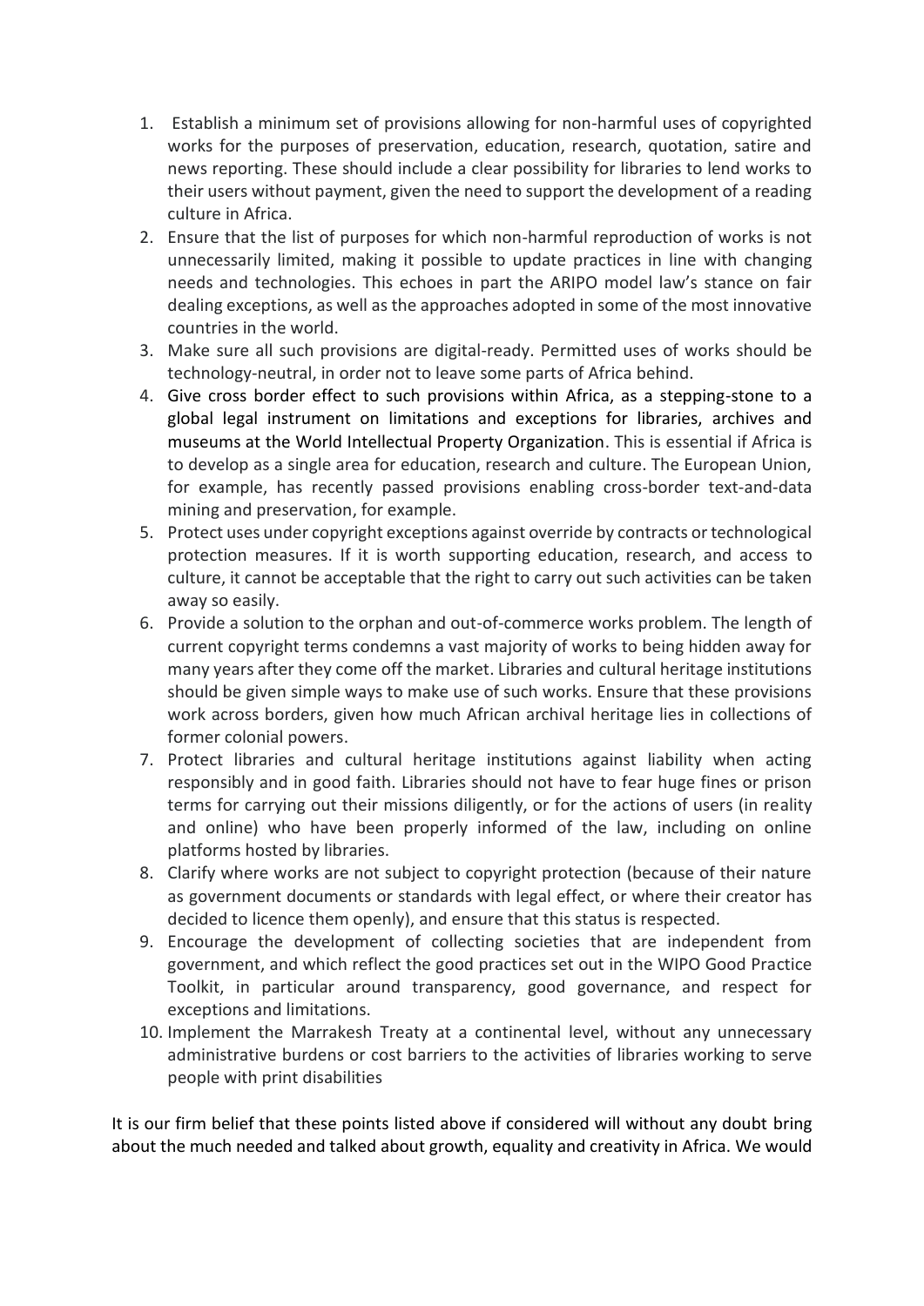1. Establish a minimum set of provisions allowing for non-harmful uses of copyrighted works for the purposes of preservation, education, research, quotation, satire and news reporting. These should include a clear possibility for libraries to lend works to their users without payment, given the need to support the development of a reading culture in Africa.
2. Ensure that the list of purposes for which non-harmful reproduction of works is not unnecessarily limited, making it possible to update practices in line with changing needs and technologies. This echoes in part the ARIPO model law's stance on fair dealing exceptions, as well as the approaches adopted in some of the most innovative countries in the world.
3. Make sure all such provisions are digital-ready. Permitted uses of works should be technology-neutral, in order not to leave some parts of Africa behind.
4. Give cross border effect to such provisions within Africa, as a stepping-stone to a global legal instrument on limitations and exceptions for libraries, archives and museums at the World Intellectual Property Organization. This is essential if Africa is to develop as a single area for education, research and culture. The European Union, for example, has recently passed provisions enabling cross-border text-and-data mining and preservation, for example.
5. Protect uses under copyright exceptions against override by contracts or technological protection measures. If it is worth supporting education, research, and access to culture, it cannot be acceptable that the right to carry out such activities can be taken away so easily.
6. Provide a solution to the orphan and out-of-commerce works problem. The length of current copyright terms condemns a vast majority of works to being hidden away for many years after they come off the market. Libraries and cultural heritage institutions should be given simple ways to make use of such works. Ensure that these provisions work across borders, given how much African archival heritage lies in collections of former colonial powers.
7. Protect libraries and cultural heritage institutions against liability when acting responsibly and in good faith. Libraries should not have to fear huge fines or prison terms for carrying out their missions diligently, or for the actions of users (in reality and online) who have been properly informed of the law, including on online platforms hosted by libraries.
8. Clarify where works are not subject to copyright protection (because of their nature as government documents or standards with legal effect, or where their creator has decided to licence them openly), and ensure that this status is respected.
9. Encourage the development of collecting societies that are independent from government, and which reflect the good practices set out in the WIPO Good Practice Toolkit, in particular around transparency, good governance, and respect for exceptions and limitations.
10. Implement the Marrakesh Treaty at a continental level, without any unnecessary administrative burdens or cost barriers to the activities of libraries working to serve people with print disabilities

It is our firm belief that these points listed above if considered will without any doubt bring about the much needed and talked about growth, equality and creativity in Africa. We would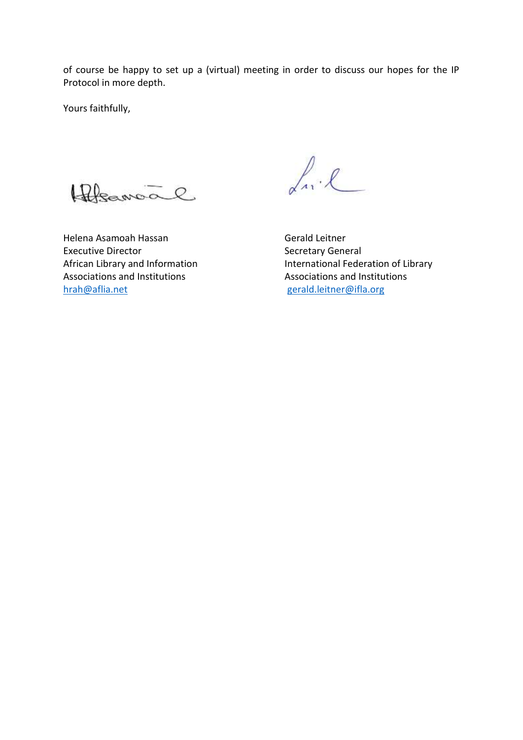of course be happy to set up a (virtual) meeting in order to discuss our hopes for the IP Protocol in more depth.

Yours faithfully,

Helena Asamoah Hassan
Executive Director
African Library and Information Associations and Institutions
hrah@aflia.net

Gerald Leitner
Secretary General
International Federation of Library Associations and Institutions
gerald.leitner@ifla.org